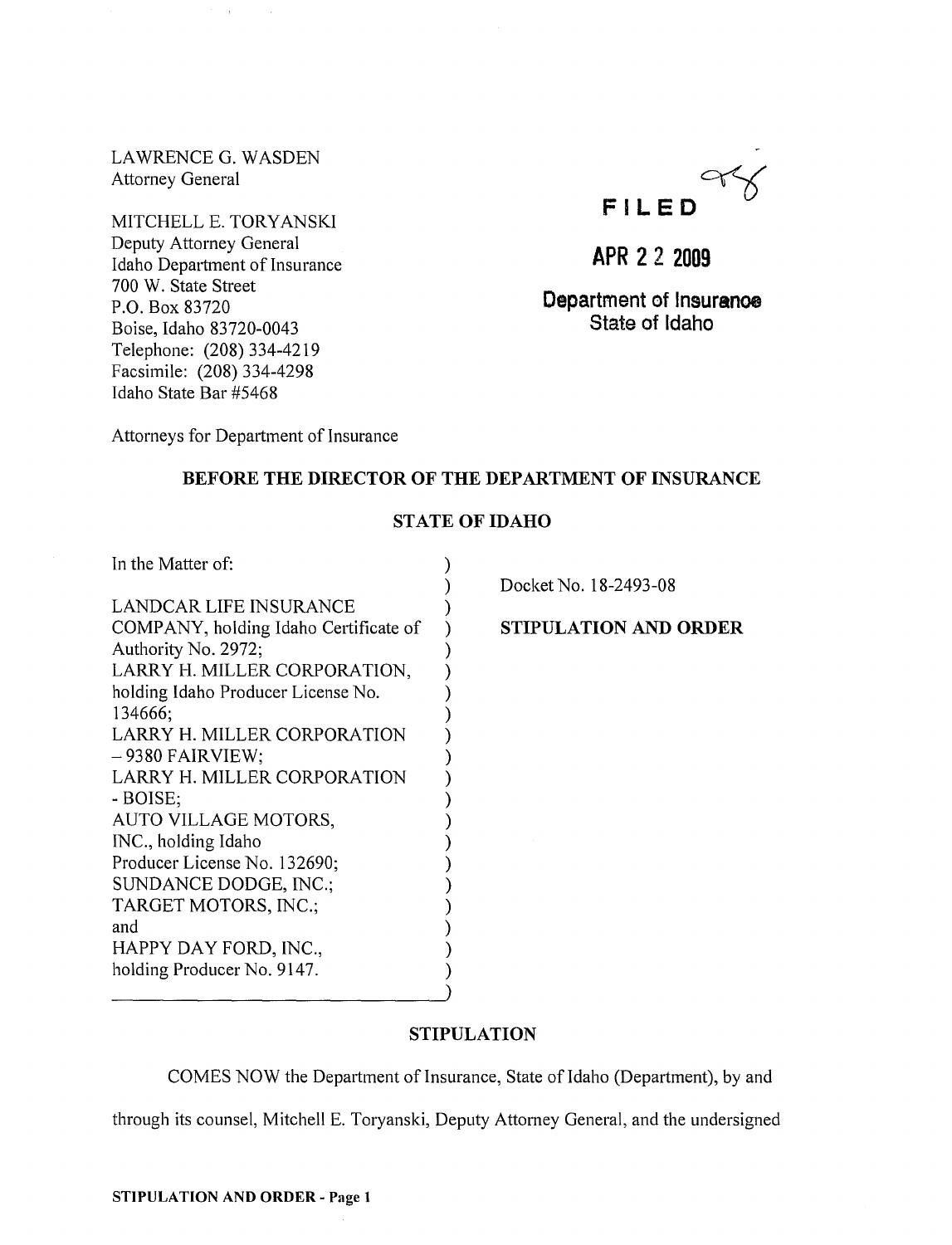LAWRENCE G. WASDEN
Attorney General

MITCHELL E. TORYANSKI
Deputy Attorney General
Idaho Department of Insurance
700 W. State Street
P.O. Box 83720
Boise, Idaho 83720-0043
Telephone: (208) 334-4219
Facsimile: (208) 334-4298
Idaho State Bar #5468

FILED

APR 22 2009

Department of Insurance
State of Idaho

Attorneys for Department of Insurance

**BEFORE THE DIRECTOR OF THE DEPARTMENT OF INSURANCE**

**STATE OF IDAHO**

In the Matter of:

LANDCAR LIFE INSURANCE COMPANY, holding Idaho Certificate of Authority No. 2972;
LARRY H. MILLER CORPORATION, holding Idaho Producer License No. 134666;
LARRY H. MILLER CORPORATION – 9380 FAIRVIEW;
LARRY H. MILLER CORPORATION - BOISE;
AUTO VILLAGE MOTORS, INC., holding Idaho Producer License No. 132690;
SUNDANCE DODGE, INC.;
TARGET MOTORS, INC.;
and
HAPPY DAY FORD, INC., holding Producer No. 9147.

Docket No. 18-2493-08

**STIPULATION AND ORDER**

## STIPULATION

COMES NOW the Department of Insurance, State of Idaho (Department), by and through its counsel, Mitchell E. Toryanski, Deputy Attorney General, and the undersigned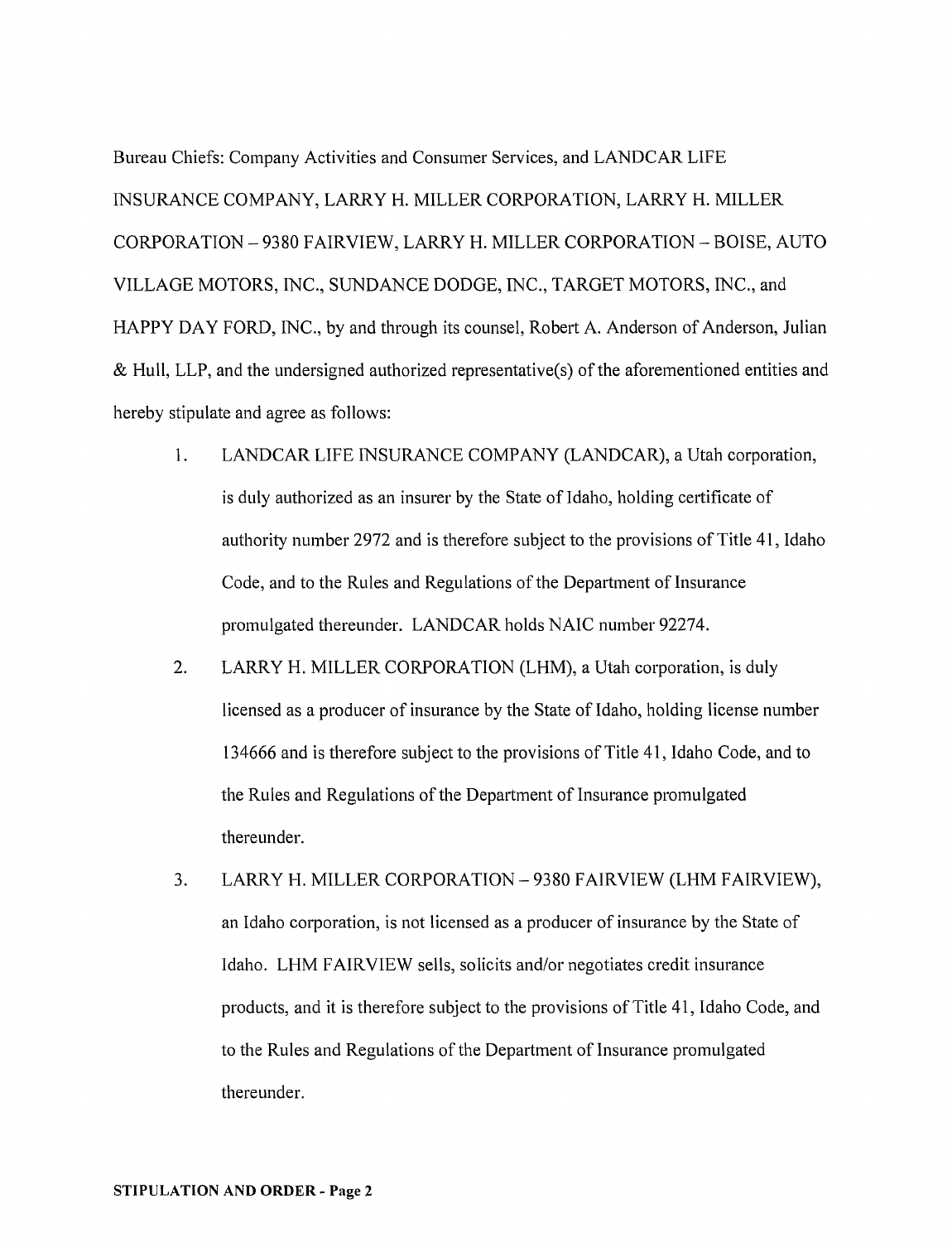Bureau Chiefs: Company Activities and Consumer Services, and LANDCAR LIFE INSURANCE COMPANY, LARRY H. MILLER CORPORATION, LARRY H. MILLER CORPORATION – 9380 FAIRVIEW, LARRY H. MILLER CORPORATION – BOISE, AUTO VILLAGE MOTORS, INC., SUNDANCE DODGE, INC., TARGET MOTORS, INC., and HAPPY DAY FORD, INC., by and through its counsel, Robert A. Anderson of Anderson, Julian & Hull, LLP, and the undersigned authorized representative(s) of the aforementioned entities and hereby stipulate and agree as follows:

1. LANDCAR LIFE INSURANCE COMPANY (LANDCAR), a Utah corporation, is duly authorized as an insurer by the State of Idaho, holding certificate of authority number 2972 and is therefore subject to the provisions of Title 41, Idaho Code, and to the Rules and Regulations of the Department of Insurance promulgated thereunder. LANDCAR holds NAIC number 92274.

2. LARRY H. MILLER CORPORATION (LHM), a Utah corporation, is duly licensed as a producer of insurance by the State of Idaho, holding license number 134666 and is therefore subject to the provisions of Title 41, Idaho Code, and to the Rules and Regulations of the Department of Insurance promulgated thereunder.

3. LARRY H. MILLER CORPORATION – 9380 FAIRVIEW (LHM FAIRVIEW), an Idaho corporation, is not licensed as a producer of insurance by the State of Idaho. LHM FAIRVIEW sells, solicits and/or negotiates credit insurance products, and it is therefore subject to the provisions of Title 41, Idaho Code, and to the Rules and Regulations of the Department of Insurance promulgated thereunder.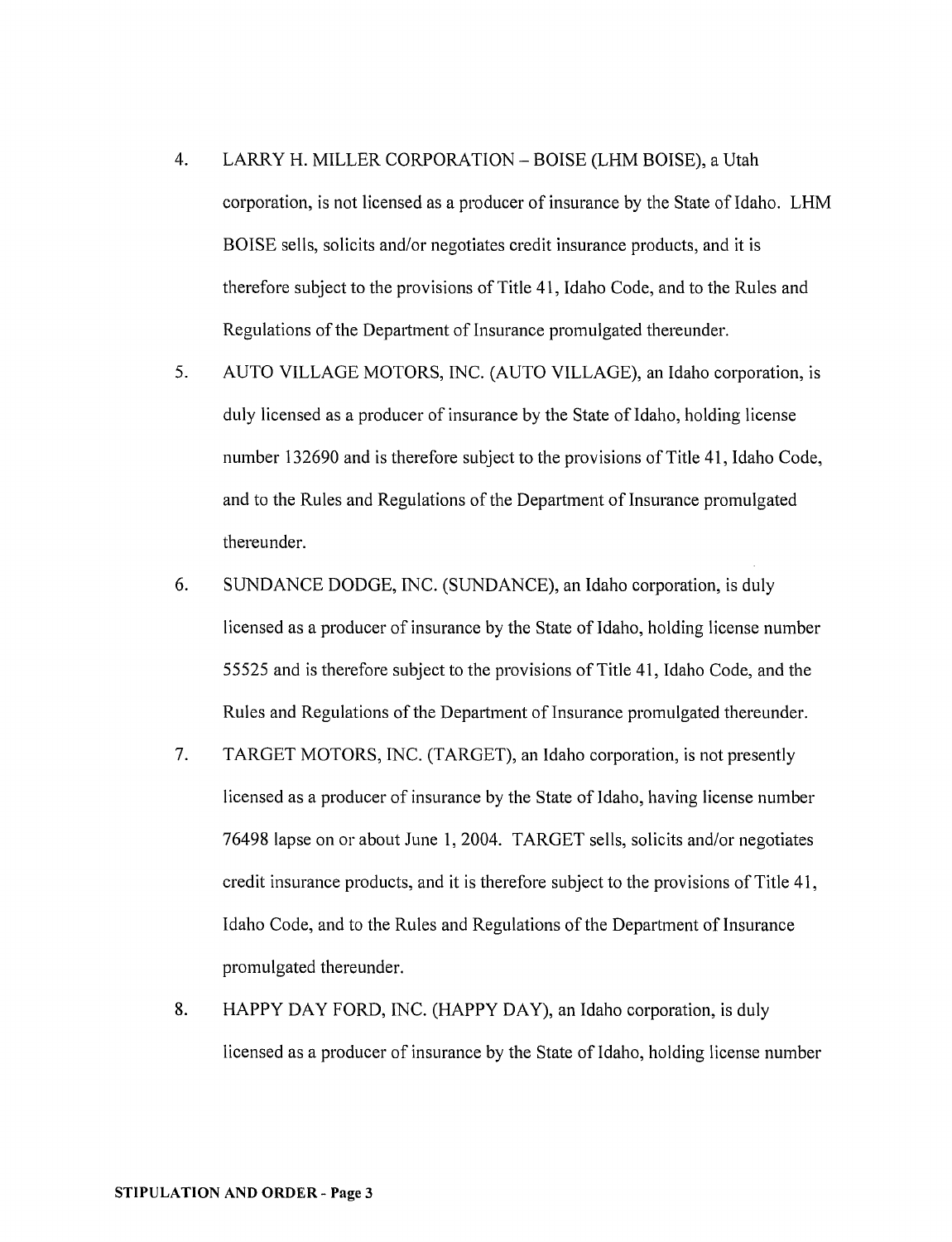4. LARRY H. MILLER CORPORATION – BOISE (LHM BOISE), a Utah corporation, is not licensed as a producer of insurance by the State of Idaho. LHM BOISE sells, solicits and/or negotiates credit insurance products, and it is therefore subject to the provisions of Title 41, Idaho Code, and to the Rules and Regulations of the Department of Insurance promulgated thereunder.

5. AUTO VILLAGE MOTORS, INC. (AUTO VILLAGE), an Idaho corporation, is duly licensed as a producer of insurance by the State of Idaho, holding license number 132690 and is therefore subject to the provisions of Title 41, Idaho Code, and to the Rules and Regulations of the Department of Insurance promulgated thereunder.

6. SUNDANCE DODGE, INC. (SUNDANCE), an Idaho corporation, is duly licensed as a producer of insurance by the State of Idaho, holding license number 55525 and is therefore subject to the provisions of Title 41, Idaho Code, and the Rules and Regulations of the Department of Insurance promulgated thereunder.

7. TARGET MOTORS, INC. (TARGET), an Idaho corporation, is not presently licensed as a producer of insurance by the State of Idaho, having license number 76498 lapse on or about June 1, 2004. TARGET sells, solicits and/or negotiates credit insurance products, and it is therefore subject to the provisions of Title 41, Idaho Code, and to the Rules and Regulations of the Department of Insurance promulgated thereunder.

8. HAPPY DAY FORD, INC. (HAPPY DAY), an Idaho corporation, is duly licensed as a producer of insurance by the State of Idaho, holding license number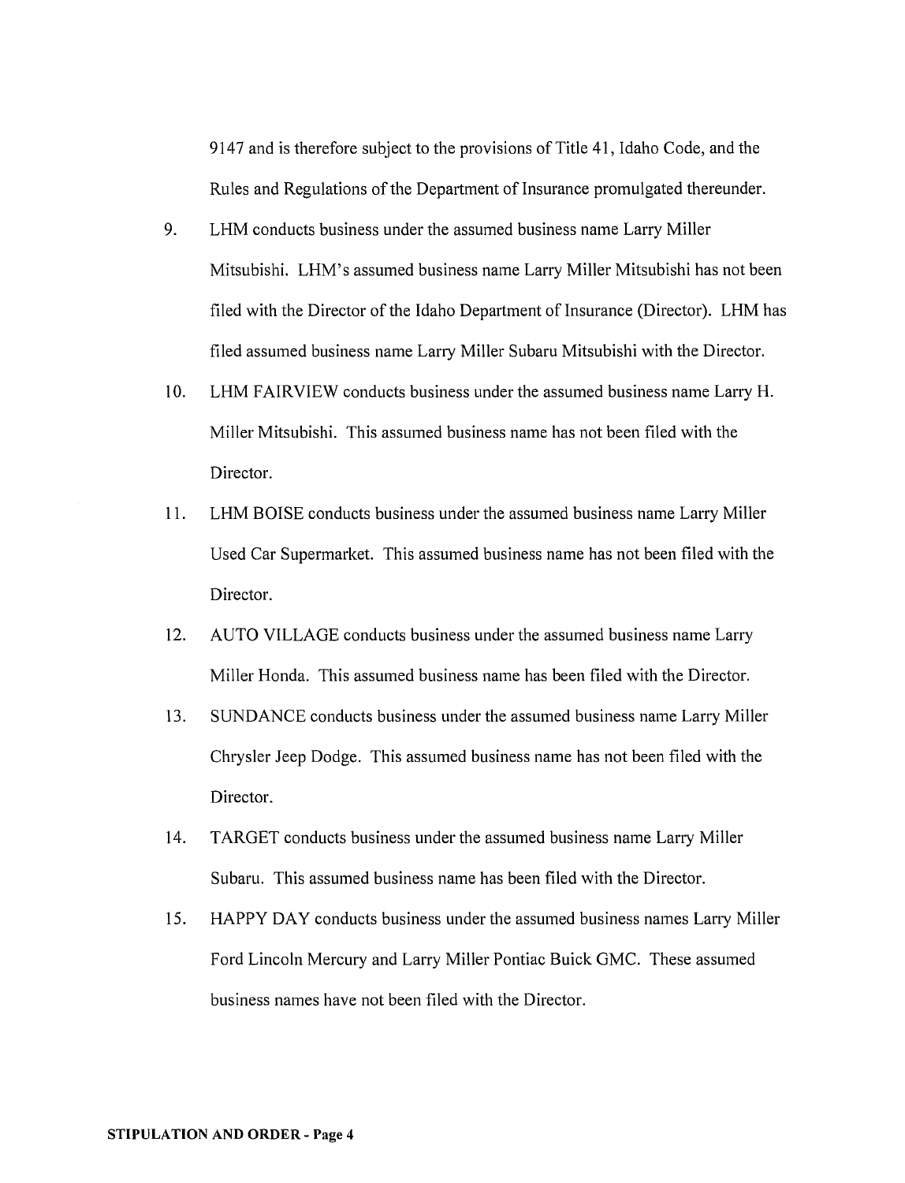9147 and is therefore subject to the provisions of Title 41, Idaho Code, and the Rules and Regulations of the Department of Insurance promulgated thereunder.

9. LHM conducts business under the assumed business name Larry Miller Mitsubishi. LHM's assumed business name Larry Miller Mitsubishi has not been filed with the Director of the Idaho Department of Insurance (Director). LHM has filed assumed business name Larry Miller Subaru Mitsubishi with the Director.

10. LHM FAIRVIEW conducts business under the assumed business name Larry H. Miller Mitsubishi. This assumed business name has not been filed with the Director.

11. LHM BOISE conducts business under the assumed business name Larry Miller Used Car Supermarket. This assumed business name has not been filed with the Director.

12. AUTO VILLAGE conducts business under the assumed business name Larry Miller Honda. This assumed business name has been filed with the Director.

13. SUNDANCE conducts business under the assumed business name Larry Miller Chrysler Jeep Dodge. This assumed business name has not been filed with the Director.

14. TARGET conducts business under the assumed business name Larry Miller Subaru. This assumed business name has been filed with the Director.

15. HAPPY DAY conducts business under the assumed business names Larry Miller Ford Lincoln Mercury and Larry Miller Pontiac Buick GMC. These assumed business names have not been filed with the Director.

**STIPULATION AND ORDER - Page 4**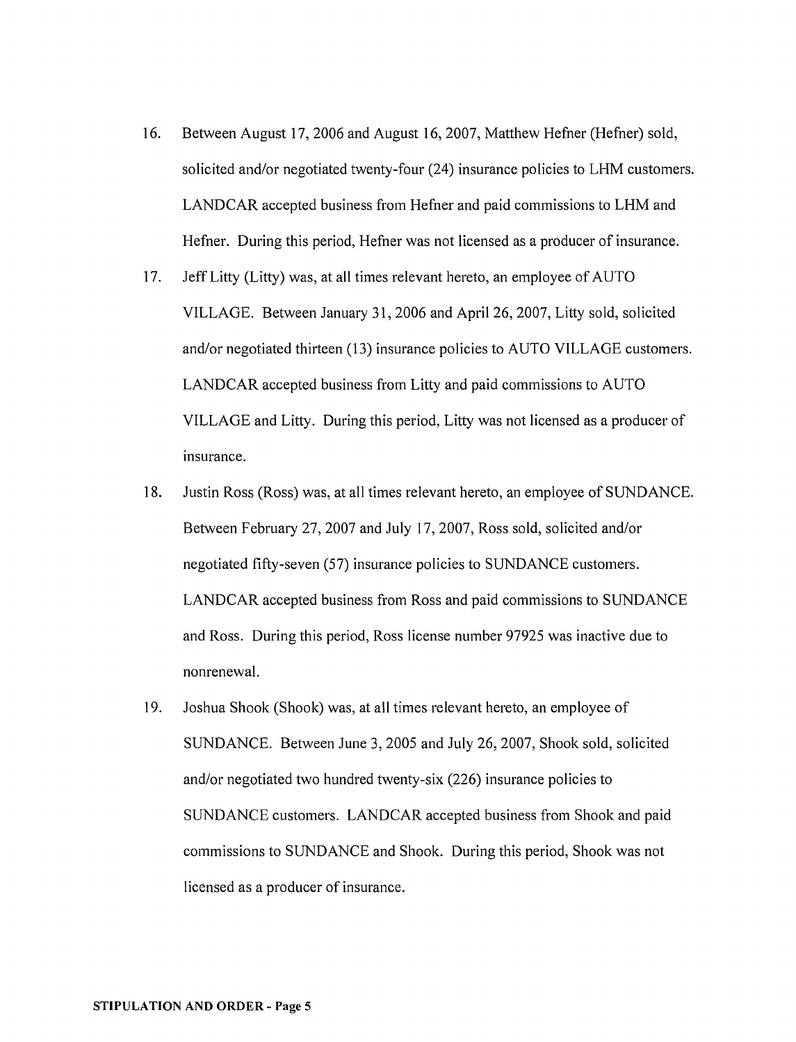16. Between August 17, 2006 and August 16, 2007, Matthew Hefner (Hefner) sold, solicited and/or negotiated twenty-four (24) insurance policies to LHM customers. LANDCAR accepted business from Hefner and paid commissions to LHM and Hefner. During this period, Hefner was not licensed as a producer of insurance.

17. Jeff Litty (Litty) was, at all times relevant hereto, an employee of AUTO VILLAGE. Between January 31, 2006 and April 26, 2007, Litty sold, solicited and/or negotiated thirteen (13) insurance policies to AUTO VILLAGE customers. LANDCAR accepted business from Litty and paid commissions to AUTO VILLAGE and Litty. During this period, Litty was not licensed as a producer of insurance.

18. Justin Ross (Ross) was, at all times relevant hereto, an employee of SUNDANCE. Between February 27, 2007 and July 17, 2007, Ross sold, solicited and/or negotiated fifty-seven (57) insurance policies to SUNDANCE customers. LANDCAR accepted business from Ross and paid commissions to SUNDANCE and Ross. During this period, Ross license number 97925 was inactive due to nonrenewal.

19. Joshua Shook (Shook) was, at all times relevant hereto, an employee of SUNDANCE. Between June 3, 2005 and July 26, 2007, Shook sold, solicited and/or negotiated two hundred twenty-six (226) insurance policies to SUNDANCE customers. LANDCAR accepted business from Shook and paid commissions to SUNDANCE and Shook. During this period, Shook was not licensed as a producer of insurance.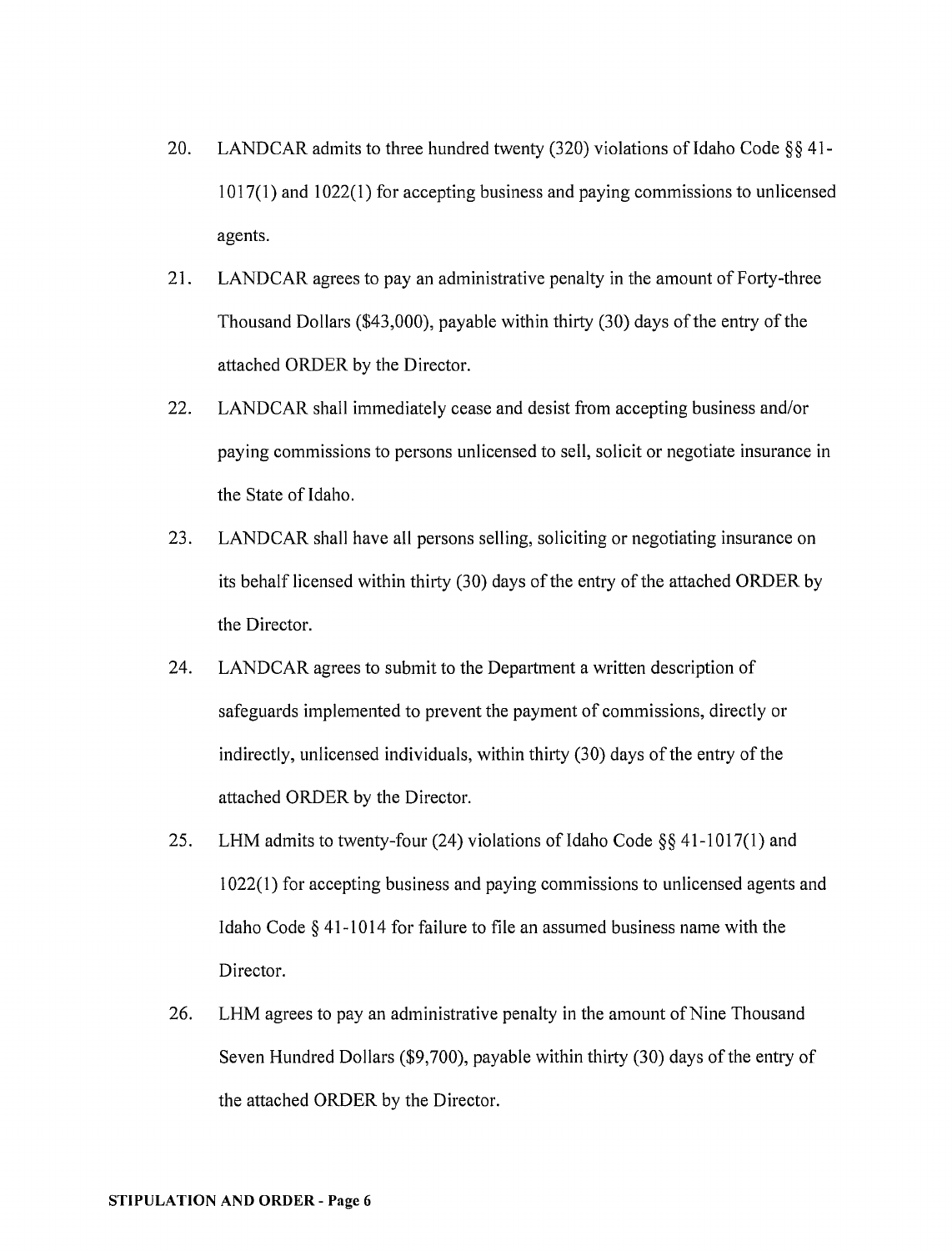20. LANDCAR admits to three hundred twenty (320) violations of Idaho Code §§ 41-1017(1) and 1022(1) for accepting business and paying commissions to unlicensed agents.

21. LANDCAR agrees to pay an administrative penalty in the amount of Forty-three Thousand Dollars ($43,000), payable within thirty (30) days of the entry of the attached ORDER by the Director.

22. LANDCAR shall immediately cease and desist from accepting business and/or paying commissions to persons unlicensed to sell, solicit or negotiate insurance in the State of Idaho.

23. LANDCAR shall have all persons selling, soliciting or negotiating insurance on its behalf licensed within thirty (30) days of the entry of the attached ORDER by the Director.

24. LANDCAR agrees to submit to the Department a written description of safeguards implemented to prevent the payment of commissions, directly or indirectly, unlicensed individuals, within thirty (30) days of the entry of the attached ORDER by the Director.

25. LHM admits to twenty-four (24) violations of Idaho Code §§ 41-1017(1) and 1022(1) for accepting business and paying commissions to unlicensed agents and Idaho Code § 41-1014 for failure to file an assumed business name with the Director.

26. LHM agrees to pay an administrative penalty in the amount of Nine Thousand Seven Hundred Dollars ($9,700), payable within thirty (30) days of the entry of the attached ORDER by the Director.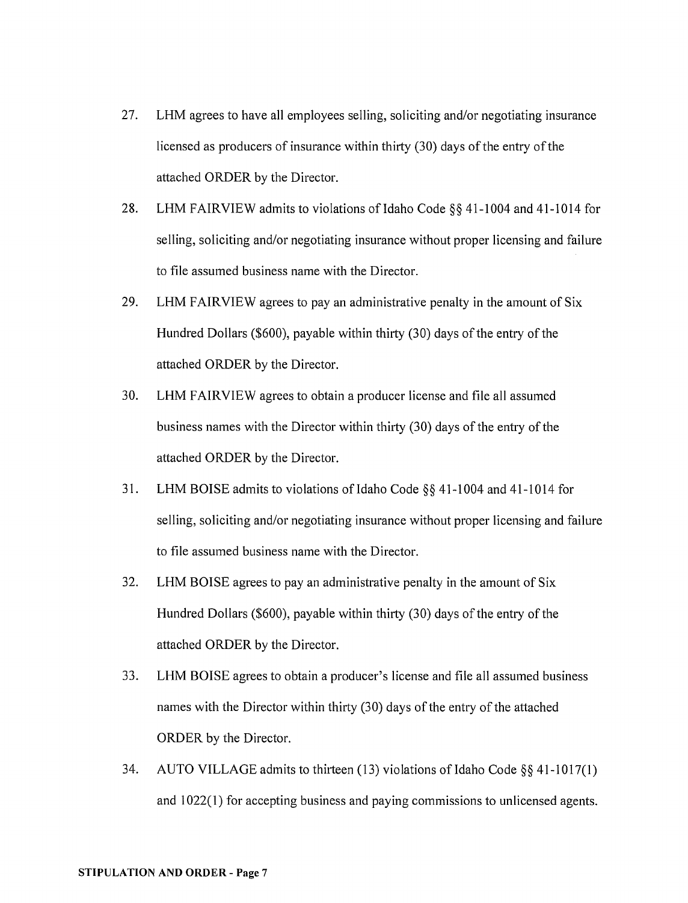27. LHM agrees to have all employees selling, soliciting and/or negotiating insurance licensed as producers of insurance within thirty (30) days of the entry of the attached ORDER by the Director.

28. LHM FAIRVIEW admits to violations of Idaho Code §§ 41-1004 and 41-1014 for selling, soliciting and/or negotiating insurance without proper licensing and failure to file assumed business name with the Director.

29. LHM FAIRVIEW agrees to pay an administrative penalty in the amount of Six Hundred Dollars ($600), payable within thirty (30) days of the entry of the attached ORDER by the Director.

30. LHM FAIRVIEW agrees to obtain a producer license and file all assumed business names with the Director within thirty (30) days of the entry of the attached ORDER by the Director.

31. LHM BOISE admits to violations of Idaho Code §§ 41-1004 and 41-1014 for selling, soliciting and/or negotiating insurance without proper licensing and failure to file assumed business name with the Director.

32. LHM BOISE agrees to pay an administrative penalty in the amount of Six Hundred Dollars ($600), payable within thirty (30) days of the entry of the attached ORDER by the Director.

33. LHM BOISE agrees to obtain a producer's license and file all assumed business names with the Director within thirty (30) days of the entry of the attached ORDER by the Director.

34. AUTO VILLAGE admits to thirteen (13) violations of Idaho Code §§ 41-1017(1) and 1022(1) for accepting business and paying commissions to unlicensed agents.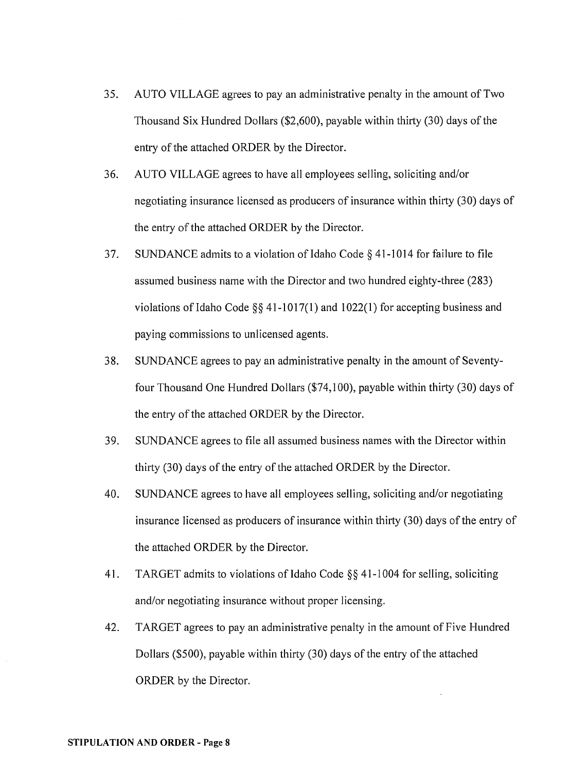35. AUTO VILLAGE agrees to pay an administrative penalty in the amount of Two Thousand Six Hundred Dollars ($2,600), payable within thirty (30) days of the entry of the attached ORDER by the Director.

36. AUTO VILLAGE agrees to have all employees selling, soliciting and/or negotiating insurance licensed as producers of insurance within thirty (30) days of the entry of the attached ORDER by the Director.

37. SUNDANCE admits to a violation of Idaho Code § 41-1014 for failure to file assumed business name with the Director and two hundred eighty-three (283) violations of Idaho Code §§ 41-1017(1) and 1022(1) for accepting business and paying commissions to unlicensed agents.

38. SUNDANCE agrees to pay an administrative penalty in the amount of Seventy-four Thousand One Hundred Dollars ($74,100), payable within thirty (30) days of the entry of the attached ORDER by the Director.

39. SUNDANCE agrees to file all assumed business names with the Director within thirty (30) days of the entry of the attached ORDER by the Director.

40. SUNDANCE agrees to have all employees selling, soliciting and/or negotiating insurance licensed as producers of insurance within thirty (30) days of the entry of the attached ORDER by the Director.

41. TARGET admits to violations of Idaho Code §§ 41-1004 for selling, soliciting and/or negotiating insurance without proper licensing.

42. TARGET agrees to pay an administrative penalty in the amount of Five Hundred Dollars ($500), payable within thirty (30) days of the entry of the attached ORDER by the Director.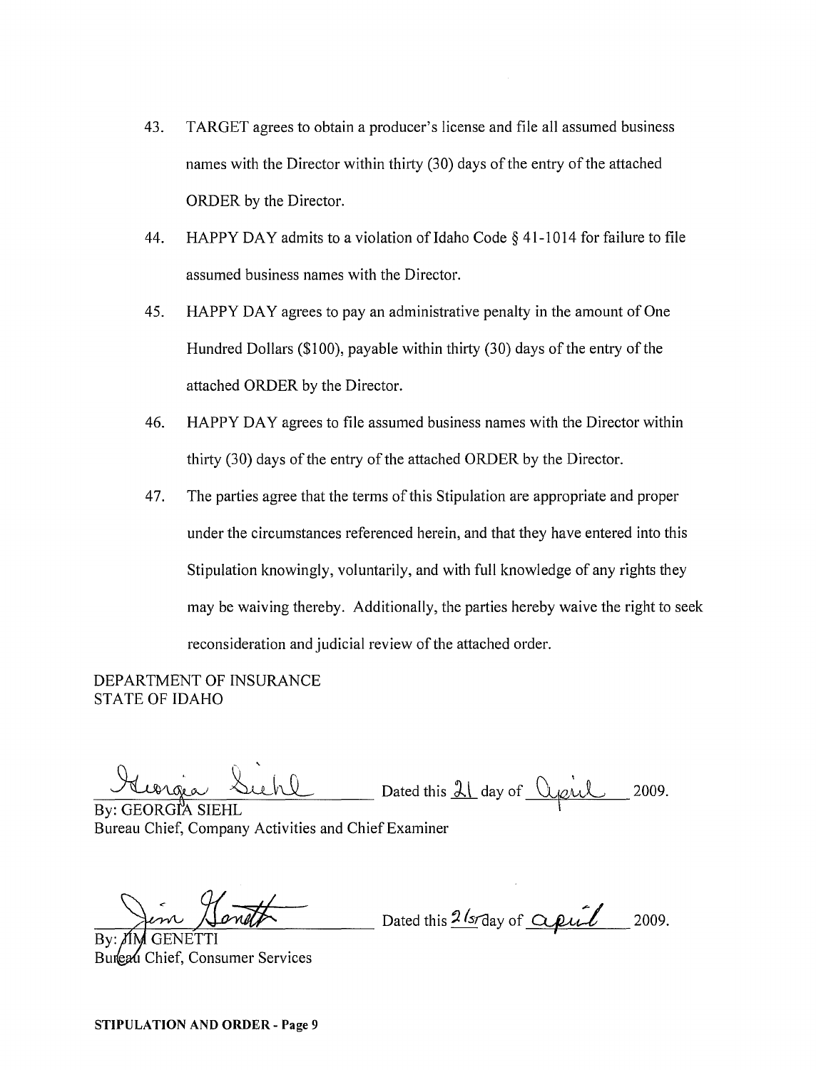43. TARGET agrees to obtain a producer's license and file all assumed business names with the Director within thirty (30) days of the entry of the attached ORDER by the Director.

44. HAPPY DAY admits to a violation of Idaho Code § 41-1014 for failure to file assumed business names with the Director.

45. HAPPY DAY agrees to pay an administrative penalty in the amount of One Hundred Dollars ($100), payable within thirty (30) days of the entry of the attached ORDER by the Director.

46. HAPPY DAY agrees to file assumed business names with the Director within thirty (30) days of the entry of the attached ORDER by the Director.

47. The parties agree that the terms of this Stipulation are appropriate and proper under the circumstances referenced herein, and that they have entered into this Stipulation knowingly, voluntarily, and with full knowledge of any rights they may be waiving thereby. Additionally, the parties hereby waive the right to seek reconsideration and judicial review of the attached order.

DEPARTMENT OF INSURANCE
STATE OF IDAHO

Georgia Siehl — Dated this 21 day of April 2009.
By: GEORGIA SIEHL
Bureau Chief, Company Activities and Chief Examiner

Jim Genetti — Dated this 21st day of April 2009.
By: JIM GENETTI
Bureau Chief, Consumer Services

**STIPULATION AND ORDER - Page 9**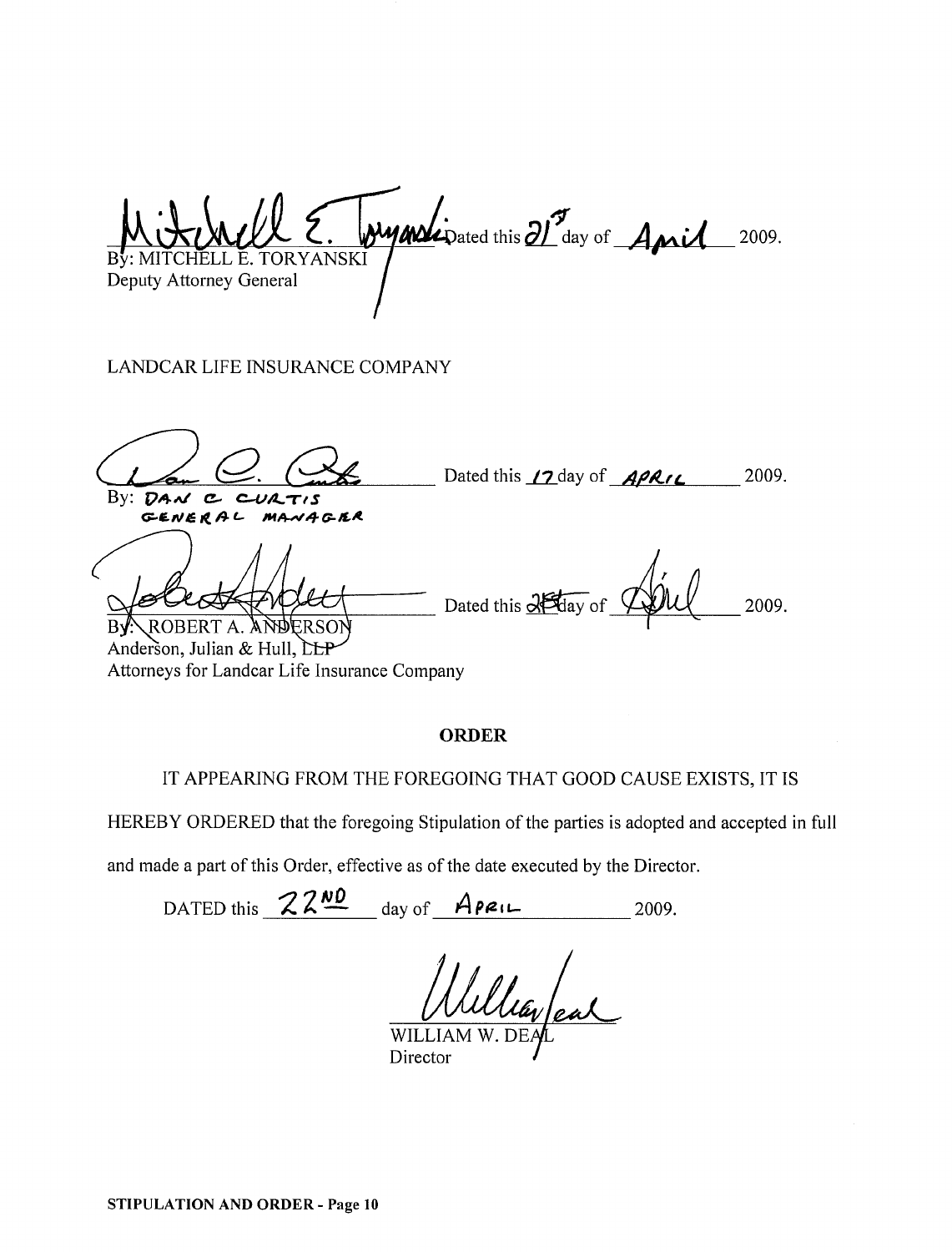Dated this 21st day of April 2009.

By: MITCHELL E. TORYANSKI
Deputy Attorney General

LANDCAR LIFE INSURANCE COMPANY

Dated this 17 day of APRIL 2009.

By: DAN C CURTIS
GENERAL MANAGER

Dated this 21st day of April 2009.

By: ROBERT A. ANDERSON
Anderson, Julian & Hull, LLP
Attorneys for Landcar Life Insurance Company

**ORDER**

IT APPEARING FROM THE FOREGOING THAT GOOD CAUSE EXISTS, IT IS HEREBY ORDERED that the foregoing Stipulation of the parties is adopted and accepted in full and made a part of this Order, effective as of the date executed by the Director.

DATED this 22ND day of APRIL 2009.

WILLIAM W. DEAL
Director

**STIPULATION AND ORDER - Page 10**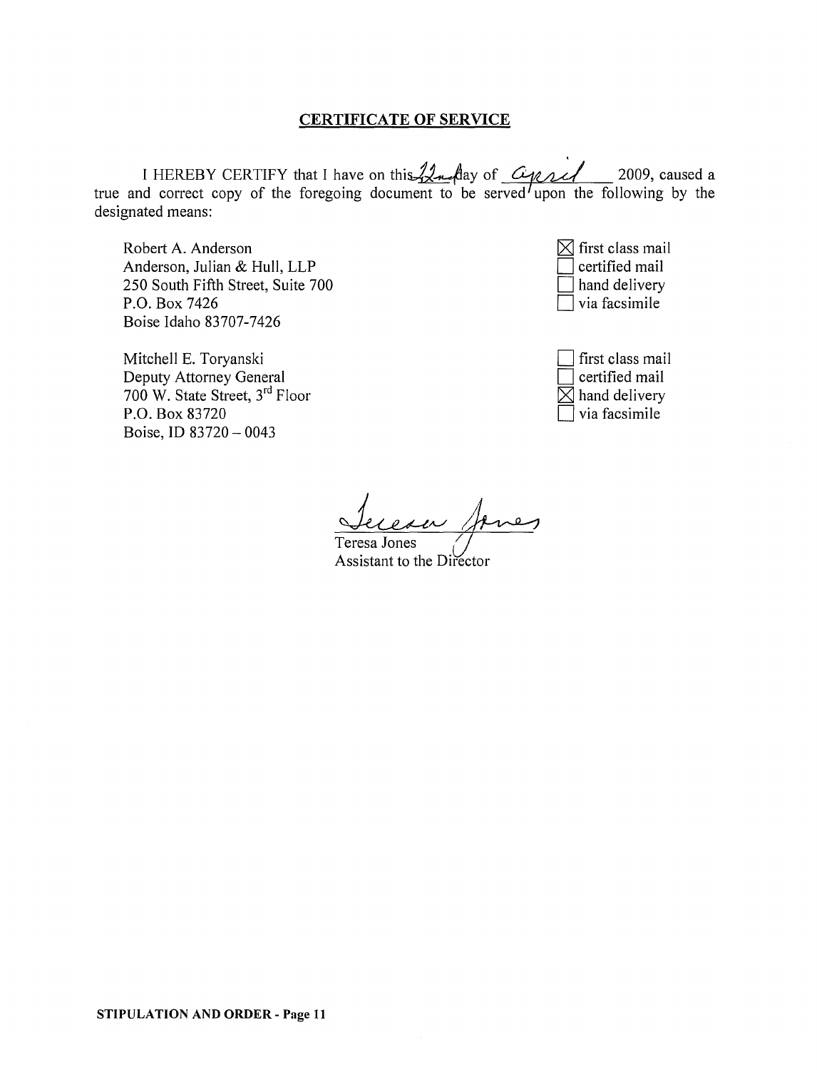## CERTIFICATE OF SERVICE

I HEREBY CERTIFY that I have on this 22nd day of April 2009, caused a true and correct copy of the foregoing document to be served upon the following by the designated means:

Robert A. Anderson
Anderson, Julian & Hull, LLP
250 South Fifth Street, Suite 700
P.O. Box 7426
Boise Idaho 83707-7426

- [x] first class mail
- [ ] certified mail
- [ ] hand delivery
- [ ] via facsimile

Mitchell E. Toryanski
Deputy Attorney General
700 W. State Street, 3rd Floor
P.O. Box 83720
Boise, ID 83720 – 0043

- [ ] first class mail
- [ ] certified mail
- [x] hand delivery
- [ ] via facsimile

Teresa Jones
Assistant to the Director

**STIPULATION AND ORDER - Page 11**